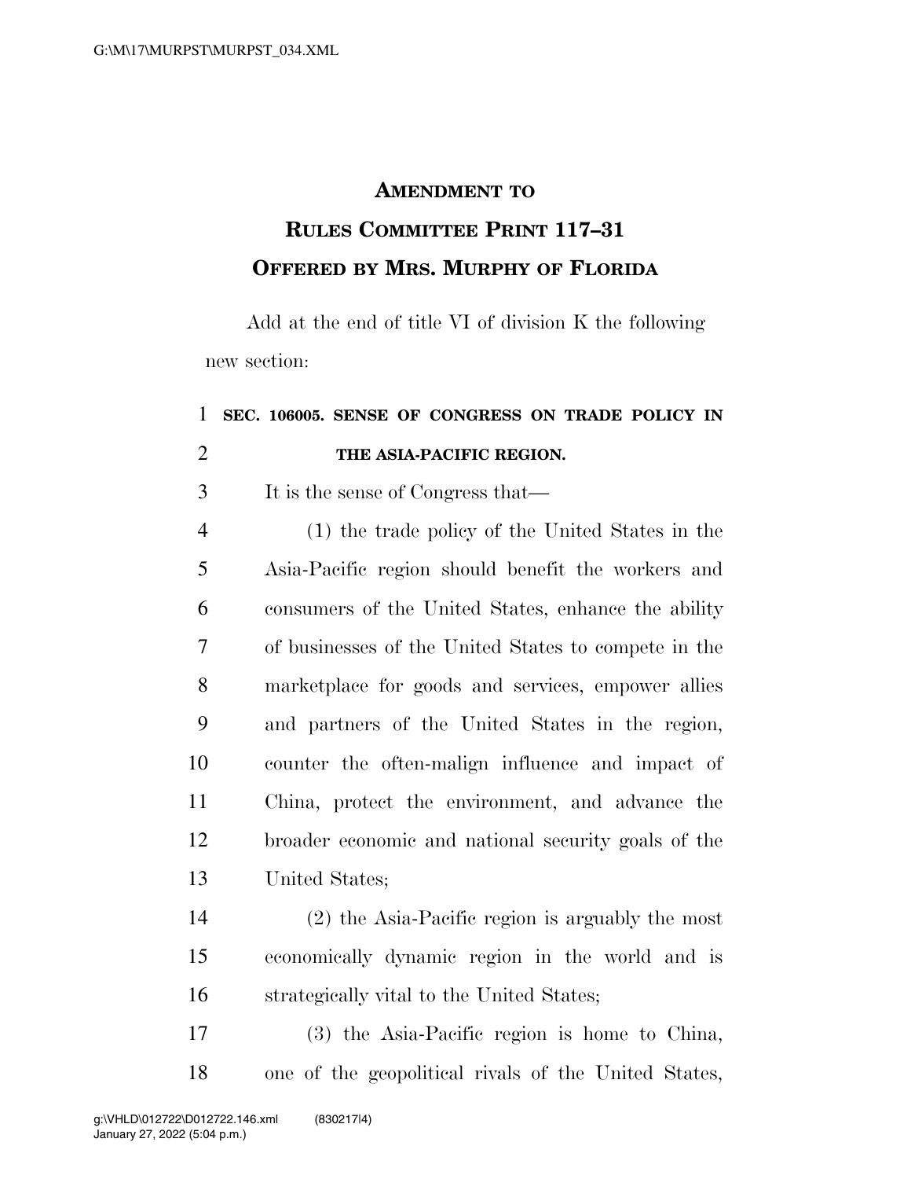# AMENDMENT TO RULES COMMITTEE PRINT 117–31 OFFERED BY MRS. MURPHY OF FLORIDA

Add at the end of title VI of division K the following new section:

**SEC. 106005. SENSE OF CONGRESS ON TRADE POLICY IN THE ASIA-PACIFIC REGION.**

It is the sense of Congress that—

(1) the trade policy of the United States in the Asia-Pacific region should benefit the workers and consumers of the United States, enhance the ability of businesses of the United States to compete in the marketplace for goods and services, empower allies and partners of the United States in the region, counter the often-malign influence and impact of China, protect the environment, and advance the broader economic and national security goals of the United States;

(2) the Asia-Pacific region is arguably the most economically dynamic region in the world and is strategically vital to the United States;

(3) the Asia-Pacific region is home to China, one of the geopolitical rivals of the United States,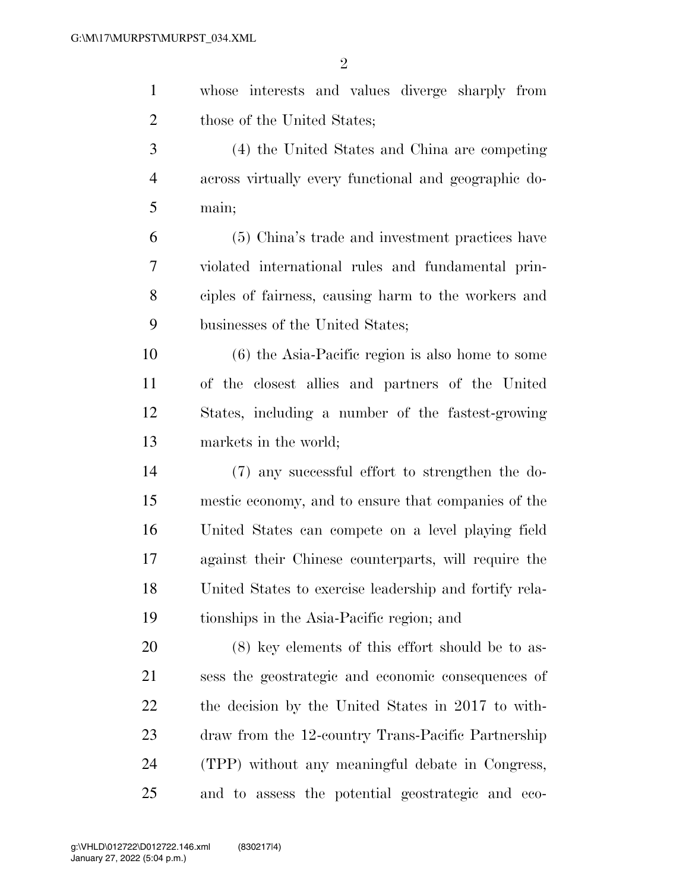whose interests and values diverge sharply from those of the United States;

(4) the United States and China are competing across virtually every functional and geographic domain;

(5) China's trade and investment practices have violated international rules and fundamental principles of fairness, causing harm to the workers and businesses of the United States;

(6) the Asia-Pacific region is also home to some of the closest allies and partners of the United States, including a number of the fastest-growing markets in the world;

(7) any successful effort to strengthen the domestic economy, and to ensure that companies of the United States can compete on a level playing field against their Chinese counterparts, will require the United States to exercise leadership and fortify relationships in the Asia-Pacific region; and

(8) key elements of this effort should be to assess the geostrategic and economic consequences of the decision by the United States in 2017 to withdraw from the 12-country Trans-Pacific Partnership (TPP) without any meaningful debate in Congress, and to assess the potential geostrategic and eco-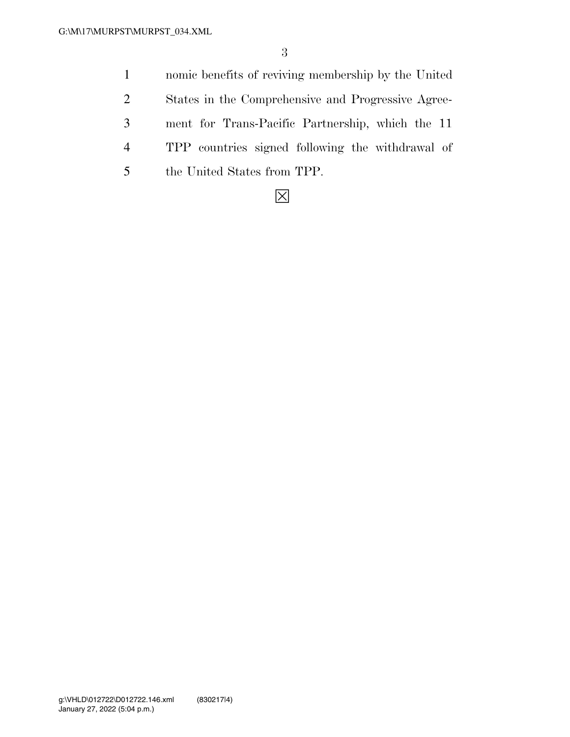nomic benefits of reviving membership by the United States in the Comprehensive and Progressive Agreement for Trans-Pacific Partnership, which the 11 TPP countries signed following the withdrawal of the United States from TPP.

☒